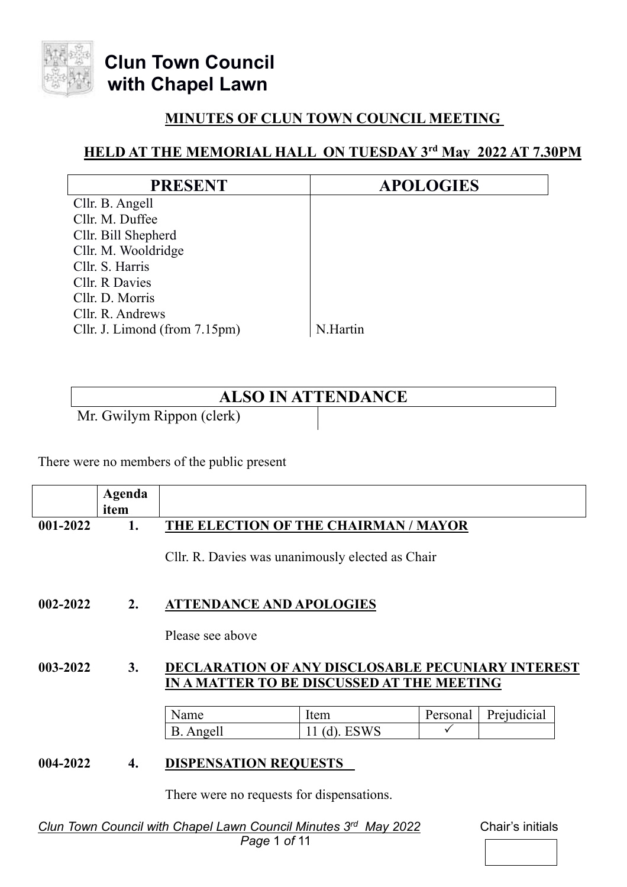# Clun Town Council with Chapel Lawn

## MINUTES OF CLUN TOWN COUNCIL MEETING

## HELD AT THE MEMORIAL HALL ON TUESDAY 3rd May 2022 AT 7.30PM

| PRESENT | APOLOGIES |
|---|---|
| Cllr. B. Angell | |
| Cllr. M. Duffee | |
| Cllr. Bill Shepherd | |
| Cllr. M. Wooldridge | |
| Cllr. S. Harris | |
| Cllr. R Davies | |
| Cllr. D. Morris | |
| Cllr. R. Andrews | |
| Cllr. J. Limond (from 7.15pm) | N.Hartin |

| ALSO IN ATTENDANCE | |
|---|---|
| Mr. Gwilym Rippon (clerk) | |

There were no members of the public present

| | Agenda item | |
|---|---|---|
| 001-2022 | 1. | **THE ELECTION OF THE CHAIRMAN / MAYOR** |

Cllr. R. Davies was unanimously elected as Chair

**002-2022 2. ATTENDANCE AND APOLOGIES**

Please see above

**003-2022 3. DECLARATION OF ANY DISCLOSABLE PECUNIARY INTEREST IN A MATTER TO BE DISCUSSED AT THE MEETING**

| Name | Item | Personal | Prejudicial |
|---|---|---|---|
| B. Angell | 11 (d). ESWS | ✓ | |

**004-2022 4. DISPENSATION REQUESTS**

There were no requests for dispensations.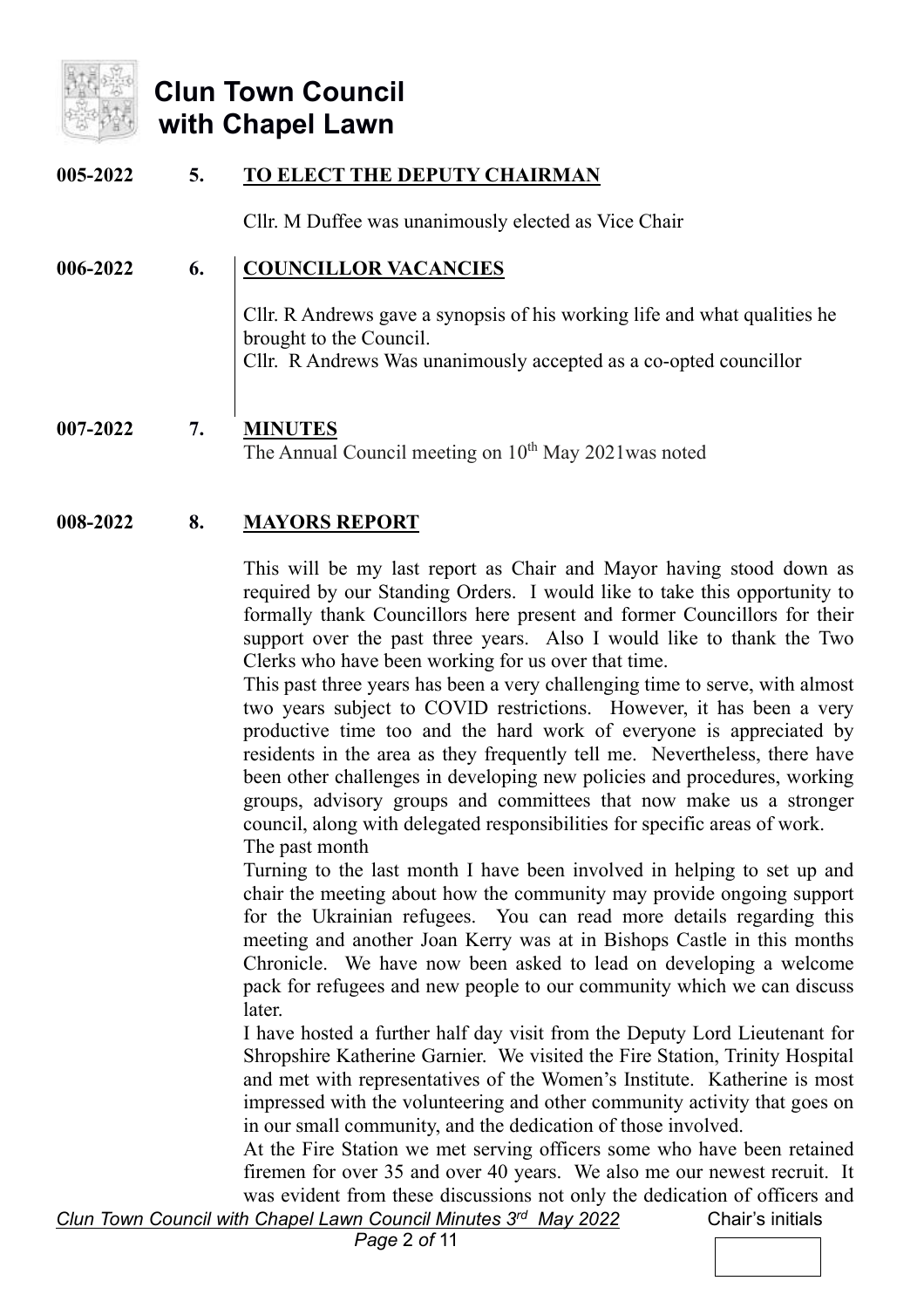# Clun Town Council with Chapel Lawn

**005-2022 5. TO ELECT THE DEPUTY CHAIRMAN**

Cllr. M Duffee was unanimously elected as Vice Chair

**006-2022 6. COUNCILLOR VACANCIES**

Cllr. R Andrews gave a synopsis of his working life and what qualities he brought to the Council.
Cllr. R Andrews Was unanimously accepted as a co-opted councillor

**007-2022 7. MINUTES**

The Annual Council meeting on 10th May 2021was noted

**008-2022 8. MAYORS REPORT**

This will be my last report as Chair and Mayor having stood down as required by our Standing Orders. I would like to take this opportunity to formally thank Councillors here present and former Councillors for their support over the past three years. Also I would like to thank the Two Clerks who have been working for us over that time.

This past three years has been a very challenging time to serve, with almost two years subject to COVID restrictions. However, it has been a very productive time too and the hard work of everyone is appreciated by residents in the area as they frequently tell me. Nevertheless, there have been other challenges in developing new policies and procedures, working groups, advisory groups and committees that now make us a stronger council, along with delegated responsibilities for specific areas of work.

The past month

Turning to the last month I have been involved in helping to set up and chair the meeting about how the community may provide ongoing support for the Ukrainian refugees. You can read more details regarding this meeting and another Joan Kerry was at in Bishops Castle in this months Chronicle. We have now been asked to lead on developing a welcome pack for refugees and new people to our community which we can discuss later.

I have hosted a further half day visit from the Deputy Lord Lieutenant for Shropshire Katherine Garnier. We visited the Fire Station, Trinity Hospital and met with representatives of the Women's Institute. Katherine is most impressed with the volunteering and other community activity that goes on in our small community, and the dedication of those involved.

At the Fire Station we met serving officers some who have been retained firemen for over 35 and over 40 years. We also me our newest recruit. It was evident from these discussions not only the dedication of officers and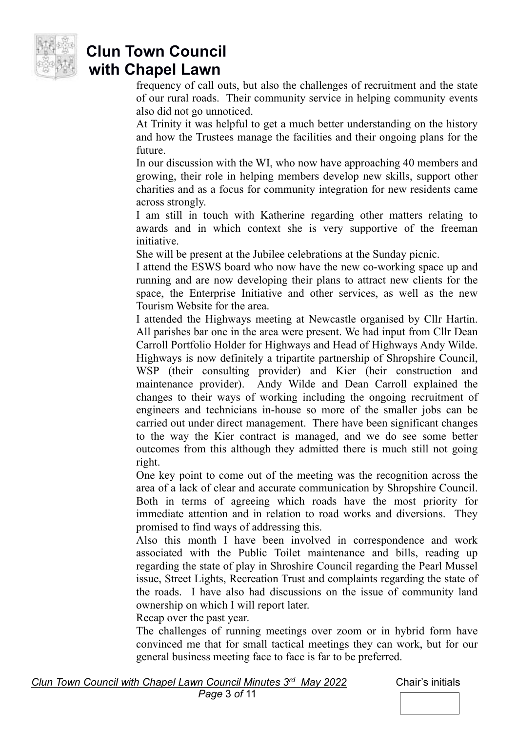frequency of call outs, but also the challenges of recruitment and the state of our rural roads. Their community service in helping community events also did not go unnoticed.

At Trinity it was helpful to get a much better understanding on the history and how the Trustees manage the facilities and their ongoing plans for the future.

In our discussion with the WI, who now have approaching 40 members and growing, their role in helping members develop new skills, support other charities and as a focus for community integration for new residents came across strongly.

I am still in touch with Katherine regarding other matters relating to awards and in which context she is very supportive of the freeman initiative.

She will be present at the Jubilee celebrations at the Sunday picnic.

I attend the ESWS board who now have the new co-working space up and running and are now developing their plans to attract new clients for the space, the Enterprise Initiative and other services, as well as the new Tourism Website for the area.

I attended the Highways meeting at Newcastle organised by Cllr Hartin. All parishes bar one in the area were present. We had input from Cllr Dean Carroll Portfolio Holder for Highways and Head of Highways Andy Wilde. Highways is now definitely a tripartite partnership of Shropshire Council, WSP (their consulting provider) and Kier (heir construction and maintenance provider). Andy Wilde and Dean Carroll explained the changes to their ways of working including the ongoing recruitment of engineers and technicians in-house so more of the smaller jobs can be carried out under direct management. There have been significant changes to the way the Kier contract is managed, and we do see some better outcomes from this although they admitted there is much still not going right.

One key point to come out of the meeting was the recognition across the area of a lack of clear and accurate communication by Shropshire Council. Both in terms of agreeing which roads have the most priority for immediate attention and in relation to road works and diversions. They promised to find ways of addressing this.

Also this month I have been involved in correspondence and work associated with the Public Toilet maintenance and bills, reading up regarding the state of play in Shroshire Council regarding the Pearl Mussel issue, Street Lights, Recreation Trust and complaints regarding the state of the roads. I have also had discussions on the issue of community land ownership on which I will report later.

Recap over the past year.

The challenges of running meetings over zoom or in hybrid form have convinced me that for small tactical meetings they can work, but for our general business meeting face to face is far to be preferred.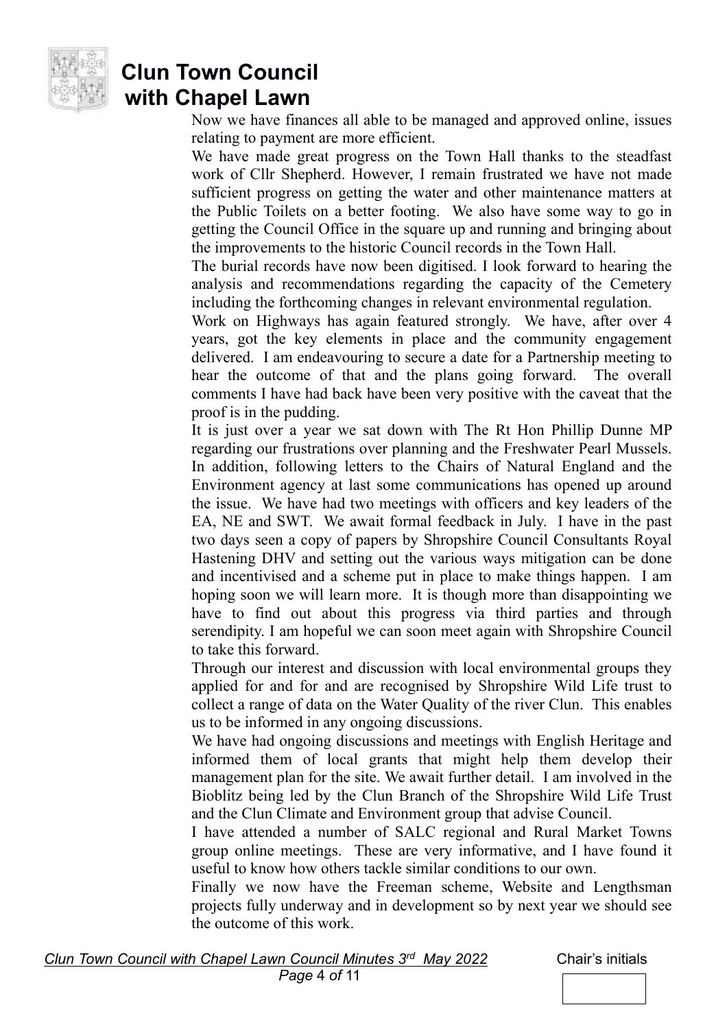Now we have finances all able to be managed and approved online, issues relating to payment are more efficient.

We have made great progress on the Town Hall thanks to the steadfast work of Cllr Shepherd. However, I remain frustrated we have not made sufficient progress on getting the water and other maintenance matters at the Public Toilets on a better footing. We also have some way to go in getting the Council Office in the square up and running and bringing about the improvements to the historic Council records in the Town Hall.

The burial records have now been digitised. I look forward to hearing the analysis and recommendations regarding the capacity of the Cemetery including the forthcoming changes in relevant environmental regulation.

Work on Highways has again featured strongly. We have, after over 4 years, got the key elements in place and the community engagement delivered. I am endeavouring to secure a date for a Partnership meeting to hear the outcome of that and the plans going forward. The overall comments I have had back have been very positive with the caveat that the proof is in the pudding.

It is just over a year we sat down with The Rt Hon Phillip Dunne MP regarding our frustrations over planning and the Freshwater Pearl Mussels. In addition, following letters to the Chairs of Natural England and the Environment agency at last some communications has opened up around the issue. We have had two meetings with officers and key leaders of the EA, NE and SWT. We await formal feedback in July. I have in the past two days seen a copy of papers by Shropshire Council Consultants Royal Hastening DHV and setting out the various ways mitigation can be done and incentivised and a scheme put in place to make things happen. I am hoping soon we will learn more. It is though more than disappointing we have to find out about this progress via third parties and through serendipity. I am hopeful we can soon meet again with Shropshire Council to take this forward.

Through our interest and discussion with local environmental groups they applied for and for and are recognised by Shropshire Wild Life trust to collect a range of data on the Water Quality of the river Clun. This enables us to be informed in any ongoing discussions.

We have had ongoing discussions and meetings with English Heritage and informed them of local grants that might help them develop their management plan for the site. We await further detail. I am involved in the Bioblitz being led by the Clun Branch of the Shropshire Wild Life Trust and the Clun Climate and Environment group that advise Council.

I have attended a number of SALC regional and Rural Market Towns group online meetings. These are very informative, and I have found it useful to know how others tackle similar conditions to our own.

Finally we now have the Freeman scheme, Website and Lengthsman projects fully underway and in development so by next year we should see the outcome of this work.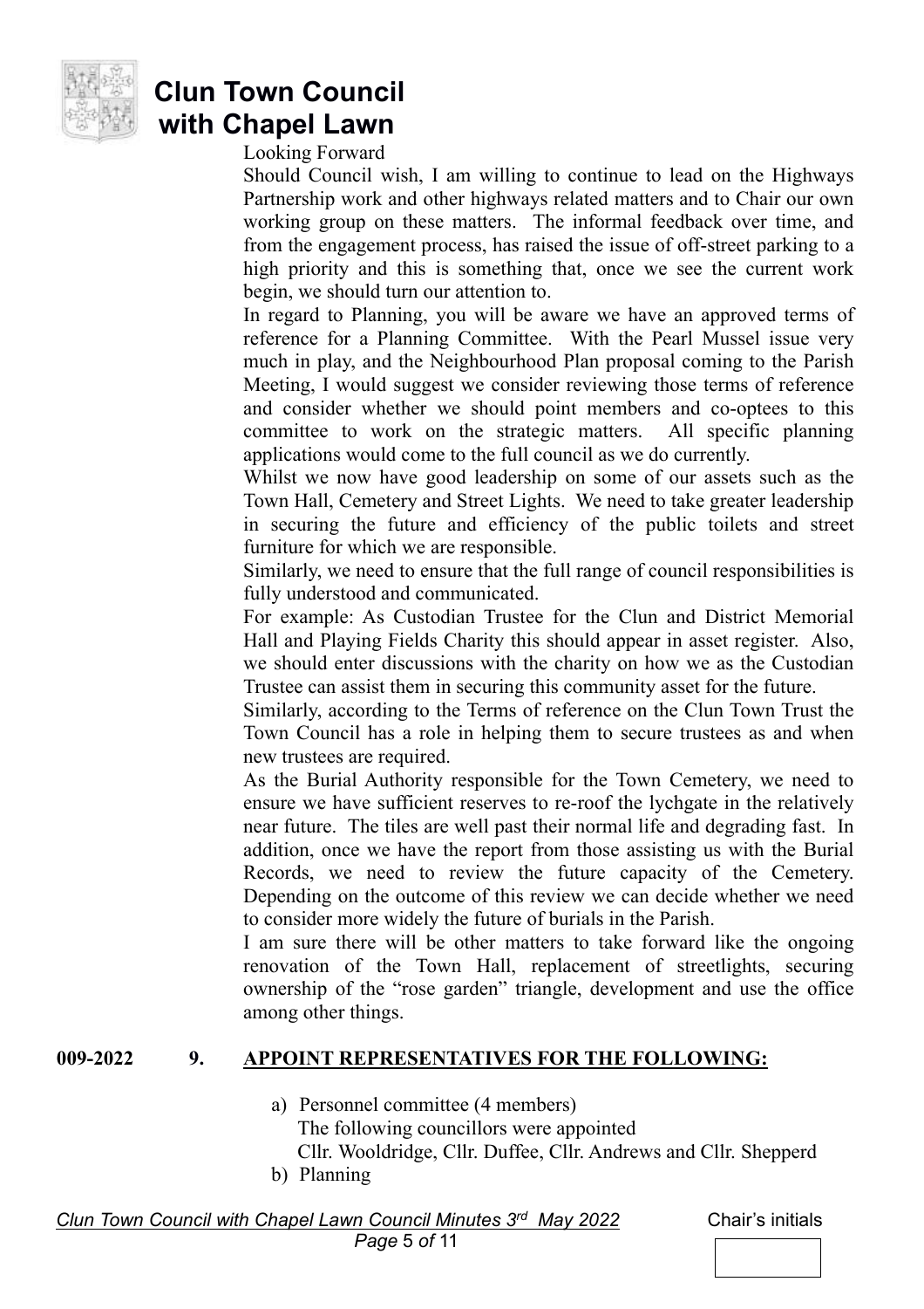Looking Forward

Should Council wish, I am willing to continue to lead on the Highways Partnership work and other highways related matters and to Chair our own working group on these matters. The informal feedback over time, and from the engagement process, has raised the issue of off-street parking to a high priority and this is something that, once we see the current work begin, we should turn our attention to.

In regard to Planning, you will be aware we have an approved terms of reference for a Planning Committee. With the Pearl Mussel issue very much in play, and the Neighbourhood Plan proposal coming to the Parish Meeting, I would suggest we consider reviewing those terms of reference and consider whether we should point members and co-optees to this committee to work on the strategic matters. All specific planning applications would come to the full council as we do currently.

Whilst we now have good leadership on some of our assets such as the Town Hall, Cemetery and Street Lights. We need to take greater leadership in securing the future and efficiency of the public toilets and street furniture for which we are responsible.

Similarly, we need to ensure that the full range of council responsibilities is fully understood and communicated.

For example: As Custodian Trustee for the Clun and District Memorial Hall and Playing Fields Charity this should appear in asset register. Also, we should enter discussions with the charity on how we as the Custodian Trustee can assist them in securing this community asset for the future.

Similarly, according to the Terms of reference on the Clun Town Trust the Town Council has a role in helping them to secure trustees as and when new trustees are required.

As the Burial Authority responsible for the Town Cemetery, we need to ensure we have sufficient reserves to re-roof the lychgate in the relatively near future. The tiles are well past their normal life and degrading fast. In addition, once we have the report from those assisting us with the Burial Records, we need to review the future capacity of the Cemetery. Depending on the outcome of this review we can decide whether we need to consider more widely the future of burials in the Parish.

I am sure there will be other matters to take forward like the ongoing renovation of the Town Hall, replacement of streetlights, securing ownership of the "rose garden" triangle, development and use the office among other things.

**009-2022 9. APPOINT REPRESENTATIVES FOR THE FOLLOWING:**

a) Personnel committee (4 members)
   The following councillors were appointed
   Cllr. Wooldridge, Cllr. Duffee, Cllr. Andrews and Cllr. Shepperd
b) Planning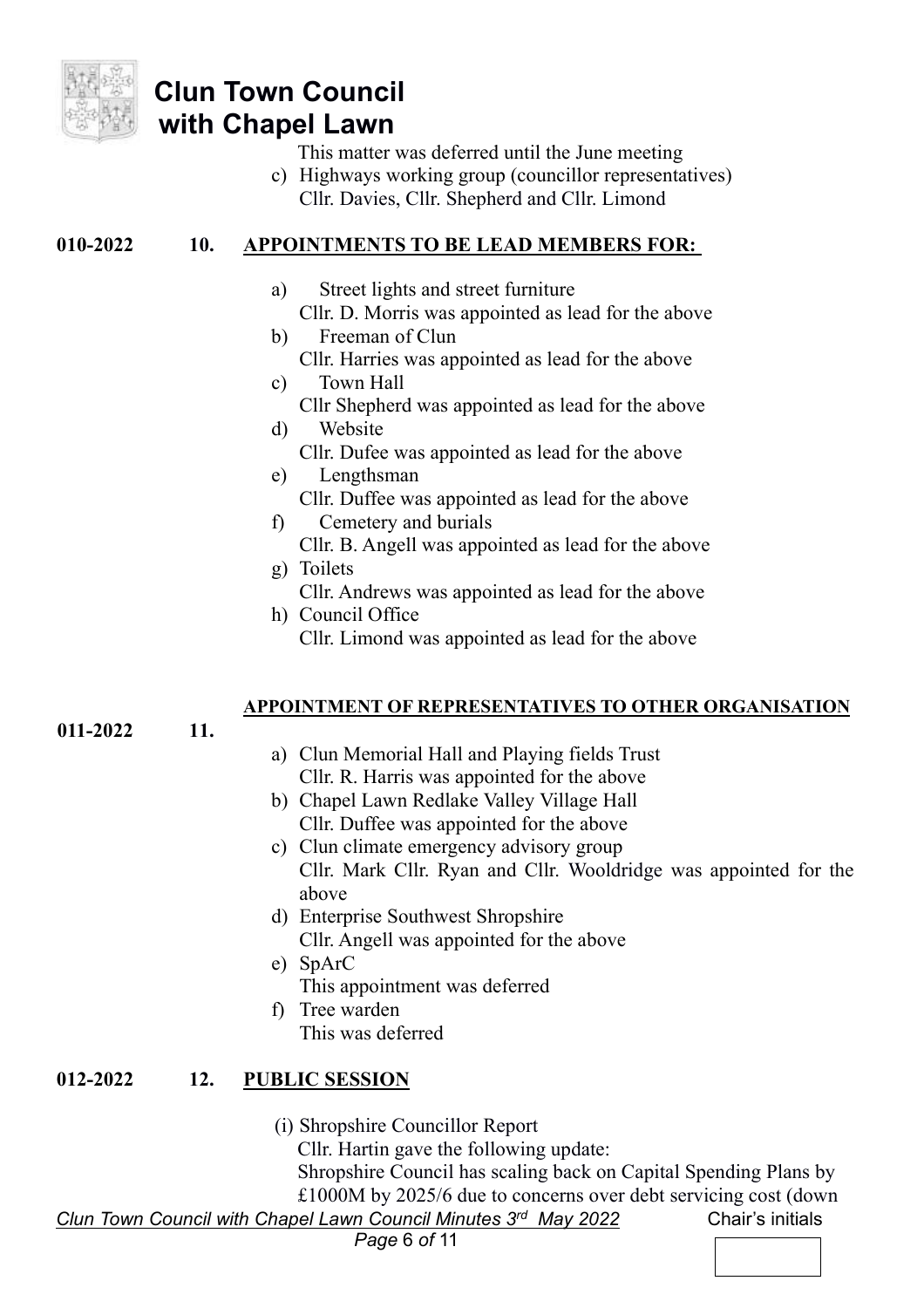This matter was deferred until the June meeting

c) Highways working group (councillor representatives)
   Cllr. Davies, Cllr. Shepherd and Cllr. Limond

**010-2022 10. APPOINTMENTS TO BE LEAD MEMBERS FOR:**

a) Street lights and street furniture
   Cllr. D. Morris was appointed as lead for the above
b) Freeman of Clun
   Cllr. Harries was appointed as lead for the above
c) Town Hall
   Cllr Shepherd was appointed as lead for the above
d) Website
   Cllr. Dufee was appointed as lead for the above
e) Lengthsman
   Cllr. Duffee was appointed as lead for the above
f) Cemetery and burials
   Cllr. B. Angell was appointed as lead for the above
g) Toilets
   Cllr. Andrews was appointed as lead for the above
h) Council Office
   Cllr. Limond was appointed as lead for the above

**011-2022 11. APPOINTMENT OF REPRESENTATIVES TO OTHER ORGANISATION**

a) Clun Memorial Hall and Playing fields Trust
   Cllr. R. Harris was appointed for the above
b) Chapel Lawn Redlake Valley Village Hall
   Cllr. Duffee was appointed for the above
c) Clun climate emergency advisory group
   Cllr. Mark Cllr. Ryan and Cllr. Wooldridge was appointed for the above
d) Enterprise Southwest Shropshire
   Cllr. Angell was appointed for the above
e) SpArC
   This appointment was deferred
f) Tree warden
   This was deferred

**012-2022 12. PUBLIC SESSION**

(i) Shropshire Councillor Report
   Cllr. Hartin gave the following update:
   Shropshire Council has scaling back on Capital Spending Plans by £1000M by 2025/6 due to concerns over debt servicing cost (down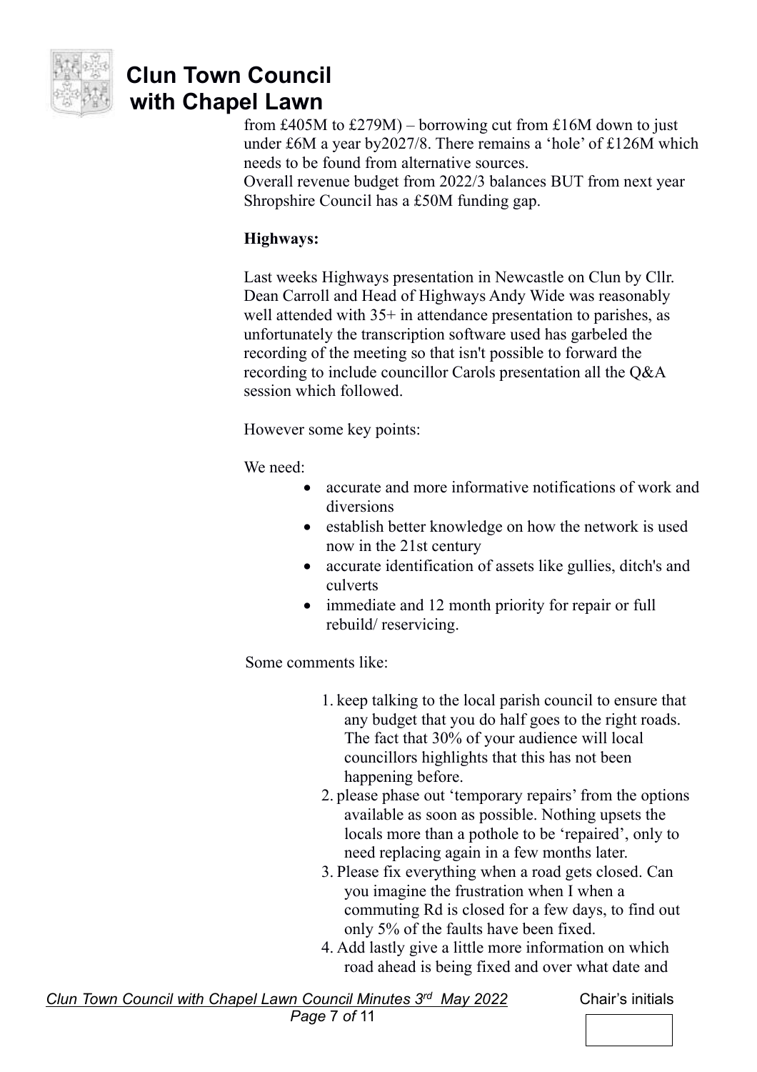from £405M to £279M) – borrowing cut from £16M down to just under £6M a year by2027/8. There remains a 'hole' of £126M which needs to be found from alternative sources.
Overall revenue budget from 2022/3 balances BUT from next year Shropshire Council has a £50M funding gap.

**Highways:**

Last weeks Highways presentation in Newcastle on Clun by Cllr. Dean Carroll and Head of Highways Andy Wide was reasonably well attended with 35+ in attendance presentation to parishes, as unfortunately the transcription software used has garbeled the recording of the meeting so that isn't possible to forward the recording to include councillor Carols presentation all the Q&A session which followed.

However some key points:

We need:

- accurate and more informative notifications of work and diversions
- establish better knowledge on how the network is used now in the 21st century
- accurate identification of assets like gullies, ditch's and culverts
- immediate and 12 month priority for repair or full rebuild/ reservicing.

Some comments like:

1. keep talking to the local parish council to ensure that any budget that you do half goes to the right roads. The fact that 30% of your audience will local councillors highlights that this has not been happening before.
2. please phase out 'temporary repairs' from the options available as soon as possible. Nothing upsets the locals more than a pothole to be 'repaired', only to need replacing again in a few months later.
3. Please fix everything when a road gets closed. Can you imagine the frustration when I when a commuting Rd is closed for a few days, to find out only 5% of the faults have been fixed.
4. Add lastly give a little more information on which road ahead is being fixed and over what date and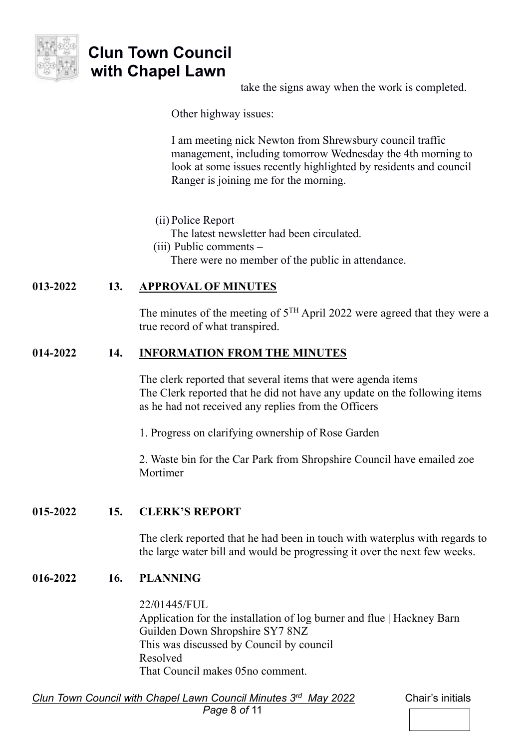take the signs away when the work is completed.

Other highway issues:

I am meeting nick Newton from Shrewsbury council traffic management, including tomorrow Wednesday the 4th morning to look at some issues recently highlighted by residents and council Ranger is joining me for the morning.

(ii) Police Report
The latest newsletter had been circulated.

(iii) Public comments –
There were no member of the public in attendance.

**013-2022 13. APPROVAL OF MINUTES**

The minutes of the meeting of 5TH April 2022 were agreed that they were a true record of what transpired.

**014-2022 14. INFORMATION FROM THE MINUTES**

The clerk reported that several items that were agenda items
The Clerk reported that he did not have any update on the following items as he had not received any replies from the Officers

1. Progress on clarifying ownership of Rose Garden

2. Waste bin for the Car Park from Shropshire Council have emailed zoe Mortimer

**015-2022 15. CLERK'S REPORT**

The clerk reported that he had been in touch with waterplus with regards to the large water bill and would be progressing it over the next few weeks.

**016-2022 16. PLANNING**

22/01445/FUL
Application for the installation of log burner and flue | Hackney Barn Guilden Down Shropshire SY7 8NZ
This was discussed by Council by council
Resolved
That Council makes 05no comment.

*Clun Town Council with Chapel Lawn Council Minutes 3rd May 2022* Chair's initials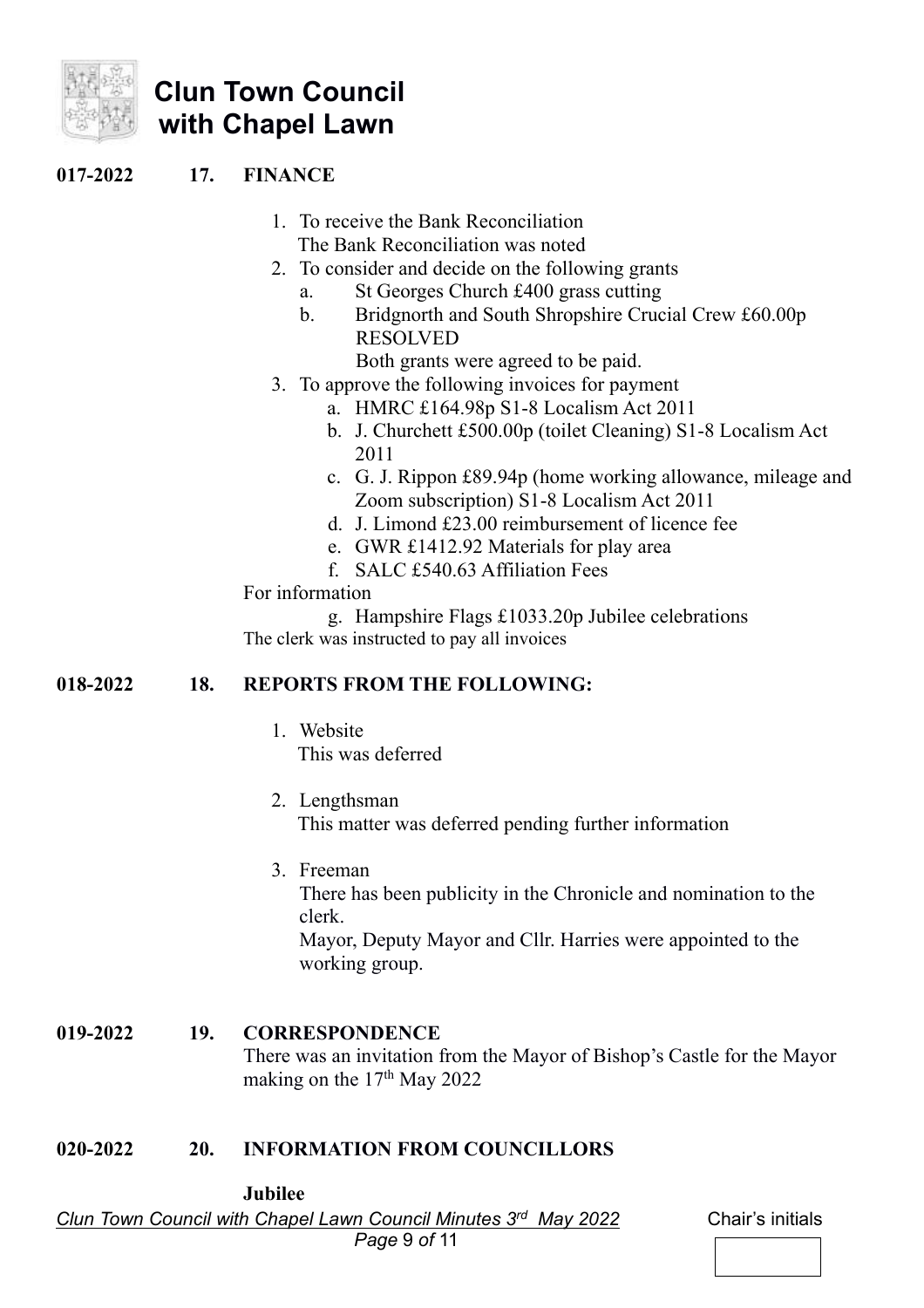**017-2022 17. FINANCE**

1. To receive the Bank Reconciliation
   The Bank Reconciliation was noted
2. To consider and decide on the following grants
   a. St Georges Church £400 grass cutting
   b. Bridgnorth and South Shropshire Crucial Crew £60.00p
      RESOLVED
      Both grants were agreed to be paid.
3. To approve the following invoices for payment
   a. HMRC £164.98p S1-8 Localism Act 2011
   b. J. Churchett £500.00p (toilet Cleaning) S1-8 Localism Act 2011
   c. G. J. Rippon £89.94p (home working allowance, mileage and Zoom subscription) S1-8 Localism Act 2011
   d. J. Limond £23.00 reimbursement of licence fee
   e. GWR £1412.92 Materials for play area
   f. SALC £540.63 Affiliation Fees

For information

   g. Hampshire Flags £1033.20p Jubilee celebrations

The clerk was instructed to pay all invoices

**018-2022 18. REPORTS FROM THE FOLLOWING:**

1. Website
   This was deferred
2. Lengthsman
   This matter was deferred pending further information
3. Freeman
   There has been publicity in the Chronicle and nomination to the clerk.
   Mayor, Deputy Mayor and Cllr. Harries were appointed to the working group.

**019-2022 19. CORRESPONDENCE**

There was an invitation from the Mayor of Bishop's Castle for the Mayor making on the 17th May 2022

**020-2022 20. INFORMATION FROM COUNCILLORS**

**Jubilee**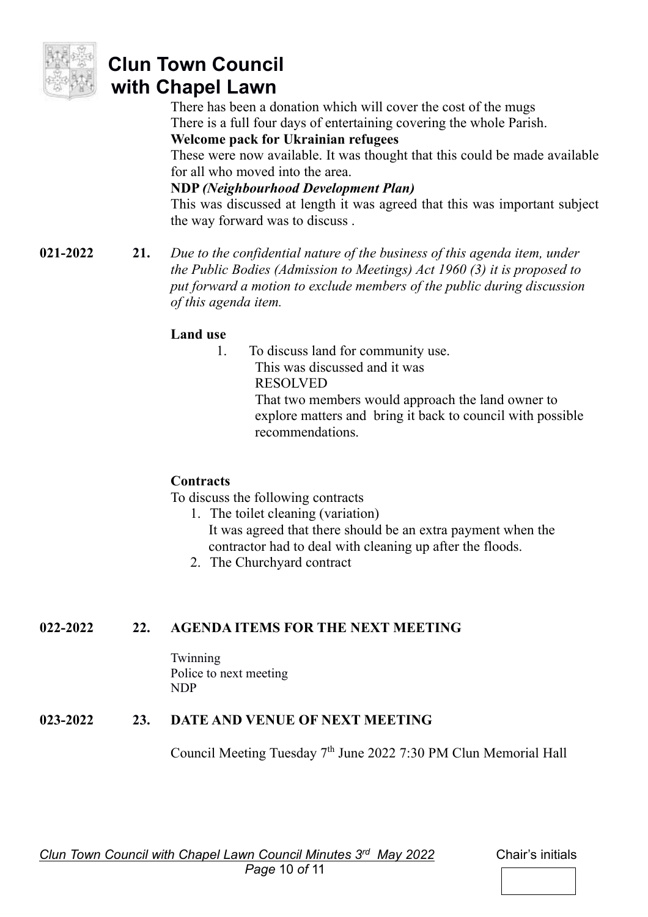There has been a donation which will cover the cost of the mugs
There is a full four days of entertaining covering the whole Parish.

**Welcome pack for Ukrainian refugees**

These were now available. It was thought that this could be made available for all who moved into the area.

**NDP** ***(Neighbourhood Development Plan)***

This was discussed at length it was agreed that this was important subject the way forward was to discuss .

**021-2022** **21.** *Due to the confidential nature of the business of this agenda item, under the Public Bodies (Admission to Meetings) Act 1960 (3) it is proposed to put forward a motion to exclude members of the public during discussion of this agenda item.*

**Land use**

1. To discuss land for community use.
   This was discussed and it was
   RESOLVED
   That two members would approach the land owner to explore matters and bring it back to council with possible recommendations.

**Contracts**

To discuss the following contracts

1. The toilet cleaning (variation)
   It was agreed that there should be an extra payment when the contractor had to deal with cleaning up after the floods.
2. The Churchyard contract

## 022-2022 22. AGENDA ITEMS FOR THE NEXT MEETING

Twinning
Police to next meeting
NDP

## 023-2022 23. DATE AND VENUE OF NEXT MEETING

Council Meeting Tuesday 7th June 2022 7:30 PM Clun Memorial Hall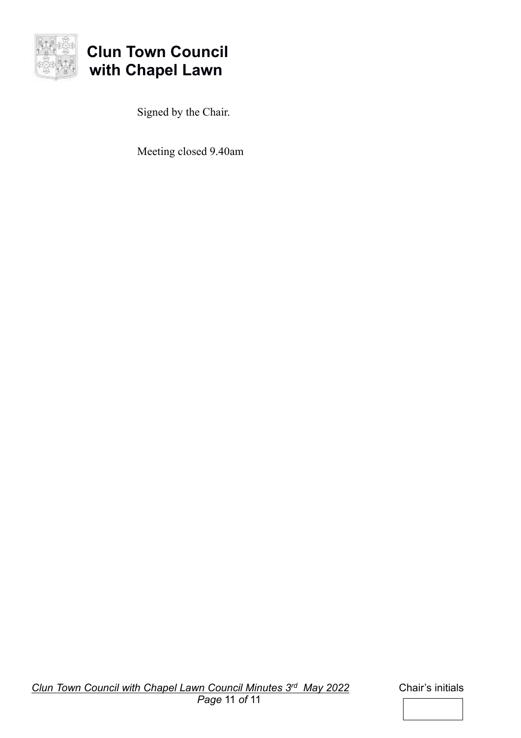Signed by the Chair.

Meeting closed 9.40am